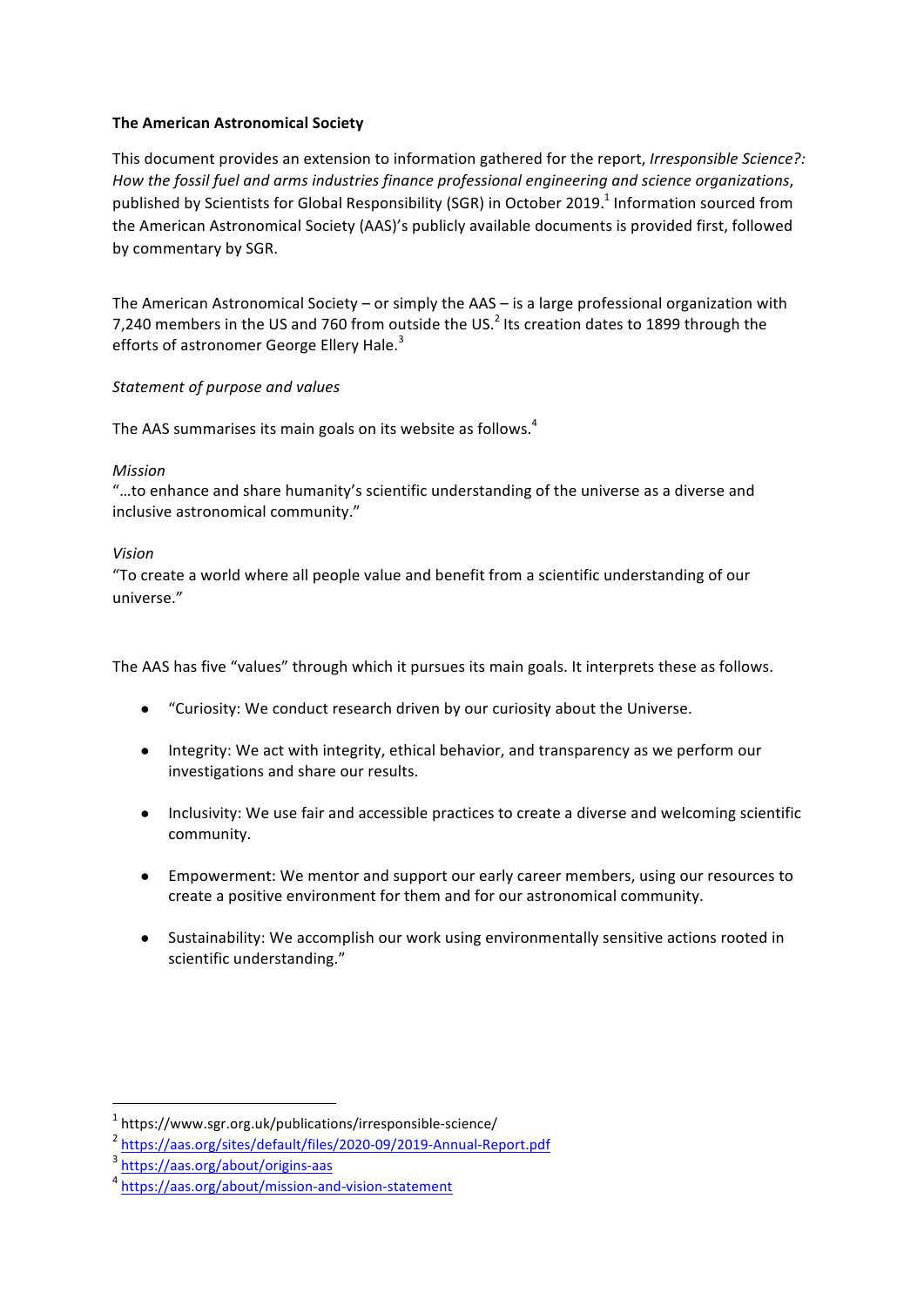**The American Astronomical Society**

This document provides an extension to information gathered for the report, *Irresponsible Science?: How the fossil fuel and arms industries finance professional engineering and science organizations*, published by Scientists for Global Responsibility (SGR) in October 2019.[1] Information sourced from the American Astronomical Society (AAS)'s publicly available documents is provided first, followed by commentary by SGR.

The American Astronomical Society – or simply the AAS – is a large professional organization with 7,240 members in the US and 760 from outside the US.[2] Its creation dates to 1899 through the efforts of astronomer George Ellery Hale.[3]

*Statement of purpose and values*

The AAS summarises its main goals on its website as follows.[4]

*Mission*
"…to enhance and share humanity's scientific understanding of the universe as a diverse and inclusive astronomical community."

*Vision*
"To create a world where all people value and benefit from a scientific understanding of our universe."

The AAS has five "values" through which it pursues its main goals. It interprets these as follows.

- "Curiosity: We conduct research driven by our curiosity about the Universe.
- Integrity: We act with integrity, ethical behavior, and transparency as we perform our investigations and share our results.
- Inclusivity: We use fair and accessible practices to create a diverse and welcoming scientific community.
- Empowerment: We mentor and support our early career members, using our resources to create a positive environment for them and for our astronomical community.
- Sustainability: We accomplish our work using environmentally sensitive actions rooted in scientific understanding."

---

[1] https://www.sgr.org.uk/publications/irresponsible-science/
[2] https://aas.org/sites/default/files/2020-09/2019-Annual-Report.pdf
[3] https://aas.org/about/origins-aas
[4] https://aas.org/about/mission-and-vision-statement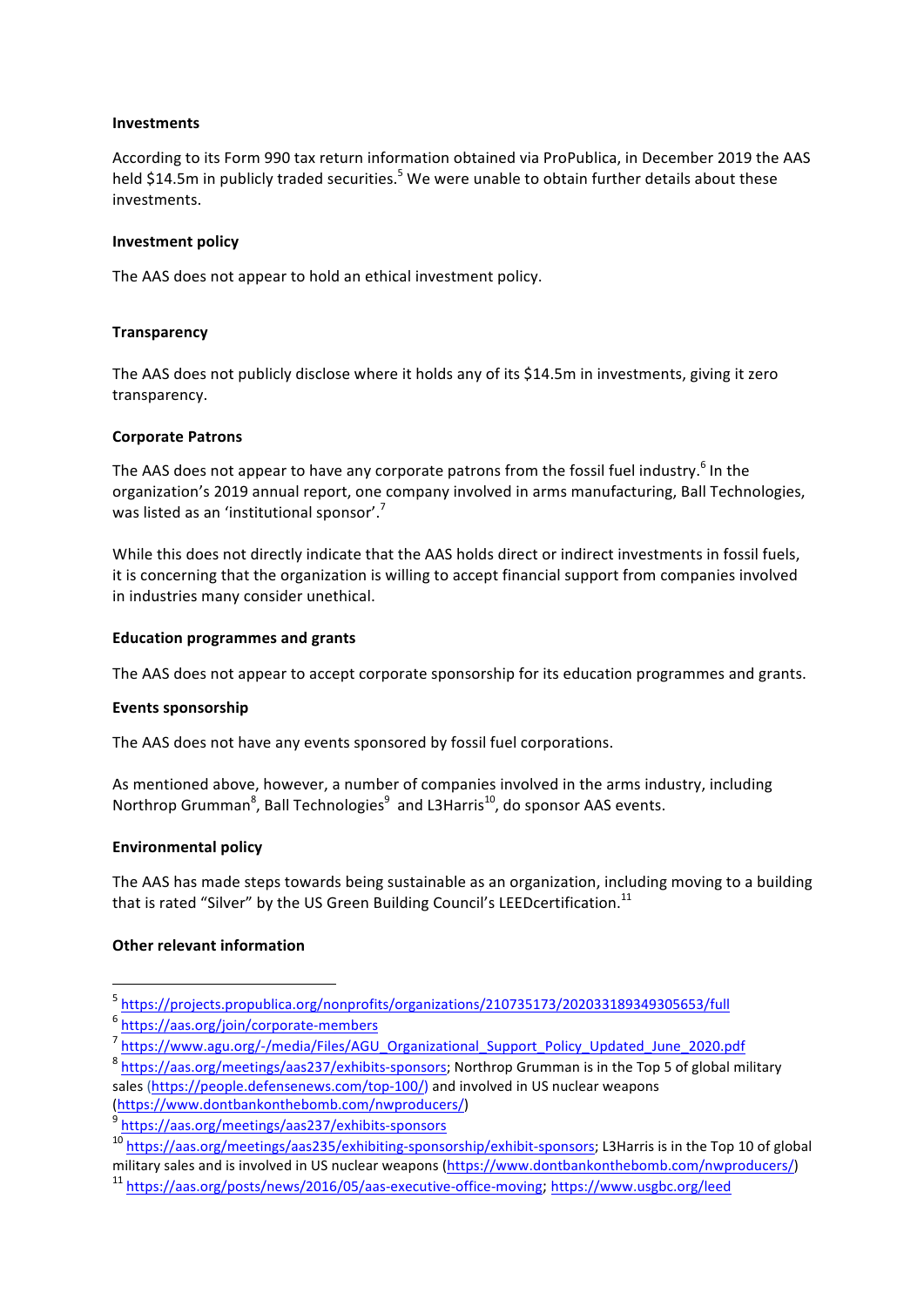**Investments**

According to its Form 990 tax return information obtained via ProPublica, in December 2019 the AAS held $14.5m in publicly traded securities.[5] We were unable to obtain further details about these investments.

**Investment policy**

The AAS does not appear to hold an ethical investment policy.

**Transparency**

The AAS does not publicly disclose where it holds any of its $14.5m in investments, giving it zero transparency.

**Corporate Patrons**

The AAS does not appear to have any corporate patrons from the fossil fuel industry.[6] In the organization's 2019 annual report, one company involved in arms manufacturing, Ball Technologies, was listed as an 'institutional sponsor'.[7]

While this does not directly indicate that the AAS holds direct or indirect investments in fossil fuels, it is concerning that the organization is willing to accept financial support from companies involved in industries many consider unethical.

**Education programmes and grants**

The AAS does not appear to accept corporate sponsorship for its education programmes and grants.

**Events sponsorship**

The AAS does not have any events sponsored by fossil fuel corporations.

As mentioned above, however, a number of companies involved in the arms industry, including Northrop Grumman[8], Ball Technologies[9] and L3Harris[10], do sponsor AAS events.

**Environmental policy**

The AAS has made steps towards being sustainable as an organization, including moving to a building that is rated "Silver" by the US Green Building Council's LEEDcertification.[11]

**Other relevant information**

---

[5] https://projects.propublica.org/nonprofits/organizations/210735173/202033189349305653/full

[6] https://aas.org/join/corporate-members

[7] https://www.agu.org/-/media/Files/AGU_Organizational_Support_Policy_Updated_June_2020.pdf

[8] https://aas.org/meetings/aas237/exhibits-sponsors; Northrop Grumman is in the Top 5 of global military sales (https://people.defensenews.com/top-100/) and involved in US nuclear weapons (https://www.dontbankonthebomb.com/nwproducers/)

[9] https://aas.org/meetings/aas237/exhibits-sponsors

[10] https://aas.org/meetings/aas235/exhibiting-sponsorship/exhibit-sponsors; L3Harris is in the Top 10 of global military sales and is involved in US nuclear weapons (https://www.dontbankonthebomb.com/nwproducers/)

[11] https://aas.org/posts/news/2016/05/aas-executive-office-moving; https://www.usgbc.org/leed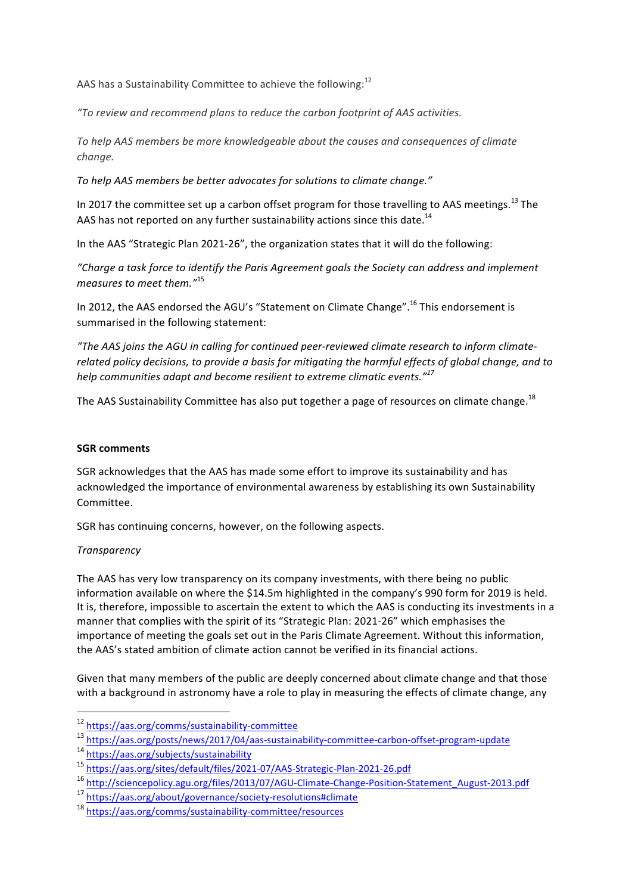AAS has a Sustainability Committee to achieve the following:[12]

*"To review and recommend plans to reduce the carbon footprint of AAS activities.*

*To help AAS members be more knowledgeable about the causes and consequences of climate change.*

*To help AAS members be better advocates for solutions to climate change."*

In 2017 the committee set up a carbon offset program for those travelling to AAS meetings.[13] The AAS has not reported on any further sustainability actions since this date.[14]

In the AAS "Strategic Plan 2021-26", the organization states that it will do the following:

*"Charge a task force to identify the Paris Agreement goals the Society can address and implement measures to meet them."*[15]

In 2012, the AAS endorsed the AGU's "Statement on Climate Change".[16] This endorsement is summarised in the following statement:

*"The AAS joins the AGU in calling for continued peer-reviewed climate research to inform climate-related policy decisions, to provide a basis for mitigating the harmful effects of global change, and to help communities adapt and become resilient to extreme climatic events."*[17]

The AAS Sustainability Committee has also put together a page of resources on climate change.[18]

**SGR comments**

SGR acknowledges that the AAS has made some effort to improve its sustainability and has acknowledged the importance of environmental awareness by establishing its own Sustainability Committee.

SGR has continuing concerns, however, on the following aspects.

*Transparency*

The AAS has very low transparency on its company investments, with there being no public information available on where the $14.5m highlighted in the company's 990 form for 2019 is held. It is, therefore, impossible to ascertain the extent to which the AAS is conducting its investments in a manner that complies with the spirit of its "Strategic Plan: 2021-26" which emphasises the importance of meeting the goals set out in the Paris Climate Agreement. Without this information, the AAS's stated ambition of climate action cannot be verified in its financial actions.

Given that many members of the public are deeply concerned about climate change and that those with a background in astronomy have a role to play in measuring the effects of climate change, any

---

[12] https://aas.org/comms/sustainability-committee

[13] https://aas.org/posts/news/2017/04/aas-sustainability-committee-carbon-offset-program-update

[14] https://aas.org/subjects/sustainability

[15] https://aas.org/sites/default/files/2021-07/AAS-Strategic-Plan-2021-26.pdf

[16] http://sciencepolicy.agu.org/files/2013/07/AGU-Climate-Change-Position-Statement_August-2013.pdf

[17] https://aas.org/about/governance/society-resolutions#climate

[18] https://aas.org/comms/sustainability-committee/resources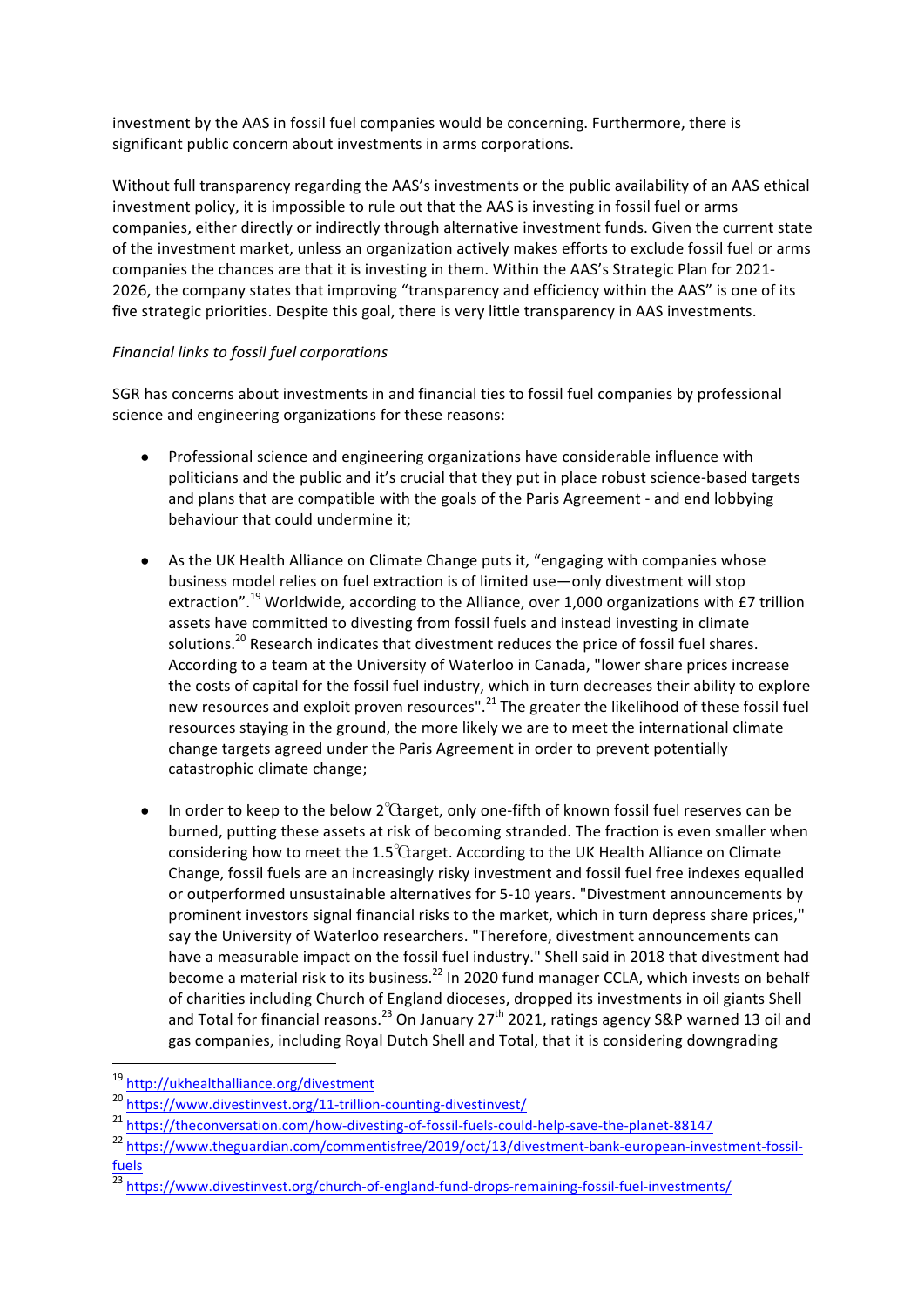investment by the AAS in fossil fuel companies would be concerning. Furthermore, there is significant public concern about investments in arms corporations.

Without full transparency regarding the AAS's investments or the public availability of an AAS ethical investment policy, it is impossible to rule out that the AAS is investing in fossil fuel or arms companies, either directly or indirectly through alternative investment funds. Given the current state of the investment market, unless an organization actively makes efforts to exclude fossil fuel or arms companies the chances are that it is investing in them. Within the AAS's Strategic Plan for 2021-2026, the company states that improving "transparency and efficiency within the AAS" is one of its five strategic priorities. Despite this goal, there is very little transparency in AAS investments.

*Financial links to fossil fuel corporations*

SGR has concerns about investments in and financial ties to fossil fuel companies by professional science and engineering organizations for these reasons:

- Professional science and engineering organizations have considerable influence with politicians and the public and it's crucial that they put in place robust science-based targets and plans that are compatible with the goals of the Paris Agreement - and end lobbying behaviour that could undermine it;

- As the UK Health Alliance on Climate Change puts it, "engaging with companies whose business model relies on fuel extraction is of limited use—only divestment will stop extraction".[19] Worldwide, according to the Alliance, over 1,000 organizations with £7 trillion assets have committed to divesting from fossil fuels and instead investing in climate solutions.[20] Research indicates that divestment reduces the price of fossil fuel shares. According to a team at the University of Waterloo in Canada, "lower share prices increase the costs of capital for the fossil fuel industry, which in turn decreases their ability to explore new resources and exploit proven resources".[21] The greater the likelihood of these fossil fuel resources staying in the ground, the more likely we are to meet the international climate change targets agreed under the Paris Agreement in order to prevent potentially catastrophic climate change;

- In order to keep to the below 2°C target, only one-fifth of known fossil fuel reserves can be burned, putting these assets at risk of becoming stranded. The fraction is even smaller when considering how to meet the 1.5°C target. According to the UK Health Alliance on Climate Change, fossil fuels are an increasingly risky investment and fossil fuel free indexes equalled or outperformed unsustainable alternatives for 5-10 years. "Divestment announcements by prominent investors signal financial risks to the market, which in turn depress share prices," say the University of Waterloo researchers. "Therefore, divestment announcements can have a measurable impact on the fossil fuel industry." Shell said in 2018 that divestment had become a material risk to its business.[22] In 2020 fund manager CCLA, which invests on behalf of charities including Church of England dioceses, dropped its investments in oil giants Shell and Total for financial reasons.[23] On January 27th 2021, ratings agency S&P warned 13 oil and gas companies, including Royal Dutch Shell and Total, that it is considering downgrading

---

[19] http://ukhealthalliance.org/divestment

[20] https://www.divestinvest.org/11-trillion-counting-divestinvest/

[21] https://theconversation.com/how-divesting-of-fossil-fuels-could-help-save-the-planet-88147

[22] https://www.theguardian.com/commentisfree/2019/oct/13/divestment-bank-european-investment-fossil-fuels

[23] https://www.divestinvest.org/church-of-england-fund-drops-remaining-fossil-fuel-investments/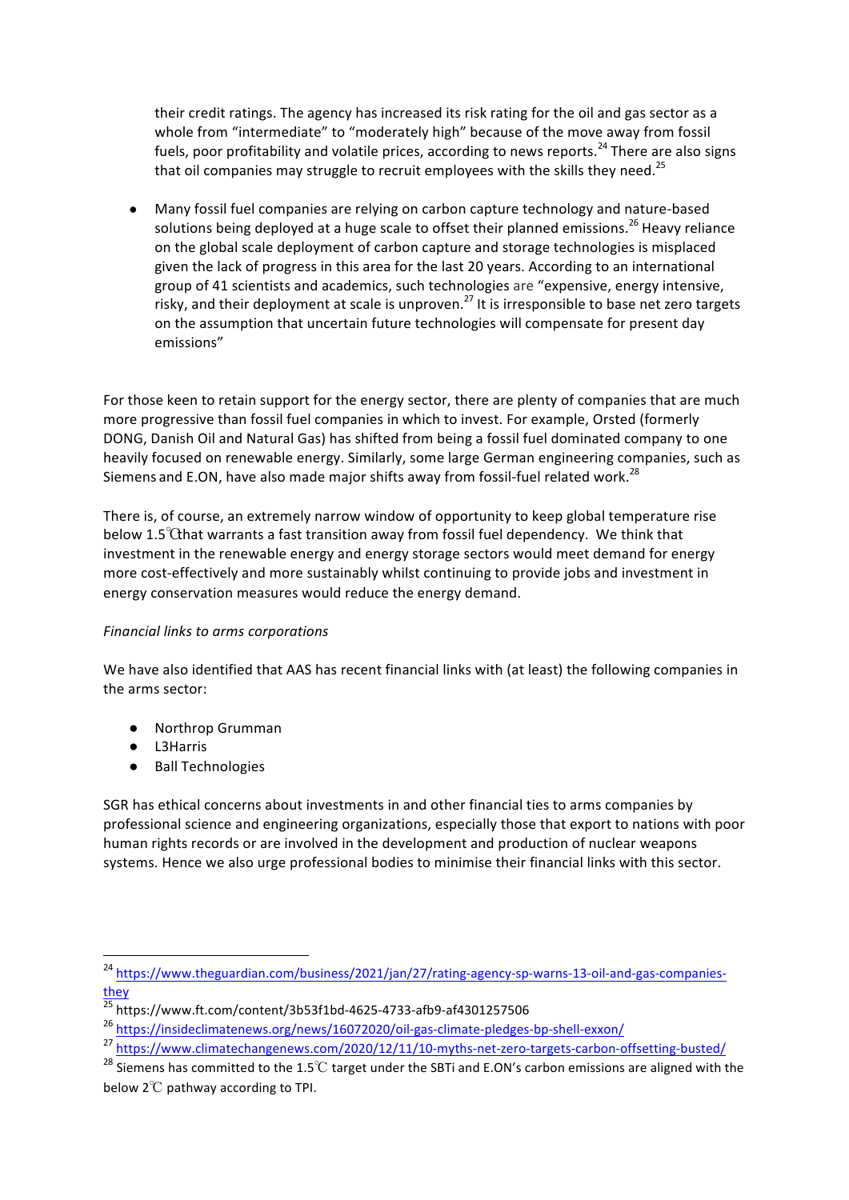their credit ratings. The agency has increased its risk rating for the oil and gas sector as a whole from "intermediate" to "moderately high" because of the move away from fossil fuels, poor profitability and volatile prices, according to news reports.[24] There are also signs that oil companies may struggle to recruit employees with the skills they need.[25]

- Many fossil fuel companies are relying on carbon capture technology and nature-based solutions being deployed at a huge scale to offset their planned emissions.[26] Heavy reliance on the global scale deployment of carbon capture and storage technologies is misplaced given the lack of progress in this area for the last 20 years. According to an international group of 41 scientists and academics, such technologies are "expensive, energy intensive, risky, and their deployment at scale is unproven.[27] It is irresponsible to base net zero targets on the assumption that uncertain future technologies will compensate for present day emissions"

For those keen to retain support for the energy sector, there are plenty of companies that are much more progressive than fossil fuel companies in which to invest. For example, Orsted (formerly DONG, Danish Oil and Natural Gas) has shifted from being a fossil fuel dominated company to one heavily focused on renewable energy. Similarly, some large German engineering companies, such as Siemens and E.ON, have also made major shifts away from fossil-fuel related work.[28]

There is, of course, an extremely narrow window of opportunity to keep global temperature rise below 1.5℃ that warrants a fast transition away from fossil fuel dependency. We think that investment in the renewable energy and energy storage sectors would meet demand for energy more cost-effectively and more sustainably whilst continuing to provide jobs and investment in energy conservation measures would reduce the energy demand.

*Financial links to arms corporations*

We have also identified that AAS has recent financial links with (at least) the following companies in the arms sector:

- Northrop Grumman
- L3Harris
- Ball Technologies

SGR has ethical concerns about investments in and other financial ties to arms companies by professional science and engineering organizations, especially those that export to nations with poor human rights records or are involved in the development and production of nuclear weapons systems. Hence we also urge professional bodies to minimise their financial links with this sector.

---

[24] https://www.theguardian.com/business/2021/jan/27/rating-agency-sp-warns-13-oil-and-gas-companies-they

[25] https://www.ft.com/content/3b53f1bd-4625-4733-afb9-af4301257506

[26] https://insideclimatenews.org/news/16072020/oil-gas-climate-pledges-bp-shell-exxon/

[27] https://www.climatechangenews.com/2020/12/11/10-myths-net-zero-targets-carbon-offsetting-busted/

[28] Siemens has committed to the 1.5℃ target under the SBTi and E.ON's carbon emissions are aligned with the below 2℃ pathway according to TPI.